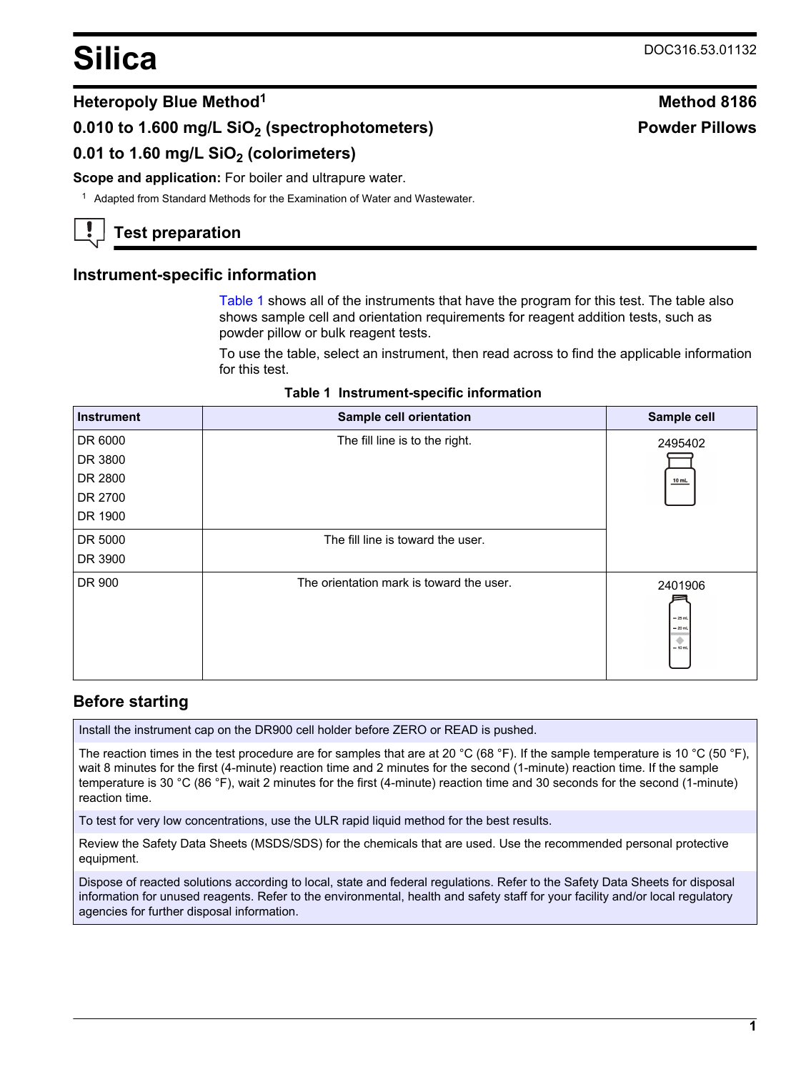# Silica

DOC316.53.01132

## Heteropoly Blue Method[1]

**Method 8186**

**Powder Pillows**

### 0.010 to 1.600 mg/L $SiO_2$ (spectrophotometers)

### 0.01 to 1.60 mg/L $SiO_2$ (colorimeters)

**Scope and application:** For boiler and ultrapure water.

[1] Adapted from Standard Methods for the Examination of Water and Wastewater.

## Test preparation

### Instrument-specific information

Table 1 shows all of the instruments that have the program for this test. The table also shows sample cell and orientation requirements for reagent addition tests, such as powder pillow or bulk reagent tests.

To use the table, select an instrument, then read across to find the applicable information for this test.

**Table 1 Instrument-specific information**

| Instrument | Sample cell orientation | Sample cell |
|---|---|---|
| DR 6000<br>DR 3800<br>DR 2800<br>DR 2700<br>DR 1900 | The fill line is to the right. | 2495402 |
| DR 5000<br>DR 3900 | The fill line is toward the user. | 2495402 |
| DR 900 | The orientation mark is toward the user. | 2401906 |

### Before starting

Install the instrument cap on the DR900 cell holder before ZERO or READ is pushed.

The reaction times in the test procedure are for samples that are at 20 °C (68 °F). If the sample temperature is 10 °C (50 °F), wait 8 minutes for the first (4-minute) reaction time and 2 minutes for the second (1-minute) reaction time. If the sample temperature is 30 °C (86 °F), wait 2 minutes for the first (4-minute) reaction time and 30 seconds for the second (1-minute) reaction time.

To test for very low concentrations, use the ULR rapid liquid method for the best results.

Review the Safety Data Sheets (MSDS/SDS) for the chemicals that are used. Use the recommended personal protective equipment.

Dispose of reacted solutions according to local, state and federal regulations. Refer to the Safety Data Sheets for disposal information for unused reagents. Refer to the environmental, health and safety staff for your facility and/or local regulatory agencies for further disposal information.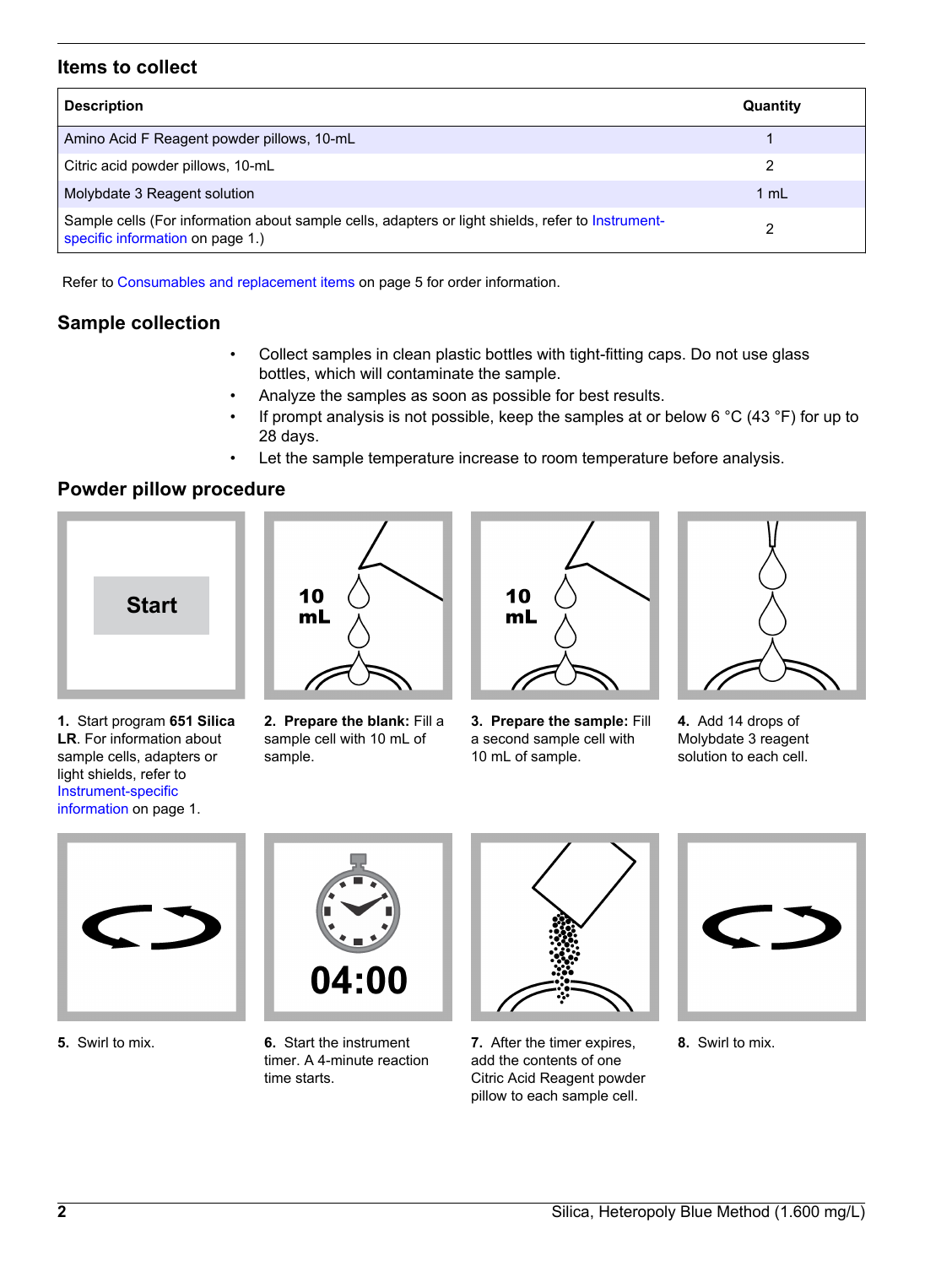## Items to collect

| Description | Quantity |
|---|---|
| Amino Acid F Reagent powder pillows, 10-mL | 1 |
| Citric acid powder pillows, 10-mL | 2 |
| Molybdate 3 Reagent solution | 1 mL |
| Sample cells (For information about sample cells, adapters or light shields, refer to Instrument-specific information on page 1.) | 2 |

Refer to Consumables and replacement items on page 5 for order information.

## Sample collection

- Collect samples in clean plastic bottles with tight-fitting caps. Do not use glass bottles, which will contaminate the sample.
- Analyze the samples as soon as possible for best results.
- If prompt analysis is not possible, keep the samples at or below 6 °C (43 °F) for up to 28 days.
- Let the sample temperature increase to room temperature before analysis.

## Powder pillow procedure

1. Start program **651 Silica LR**. For information about sample cells, adapters or light shields, refer to Instrument-specific information on page 1.
2. **Prepare the blank:** Fill a sample cell with 10 mL of sample.
3. **Prepare the sample:** Fill a second sample cell with 10 mL of sample.
4. Add 14 drops of Molybdate 3 reagent solution to each cell.
5. Swirl to mix.
6. Start the instrument timer. A 4-minute reaction time starts.
7. After the timer expires, add the contents of one Citric Acid Reagent powder pillow to each sample cell.
8. Swirl to mix.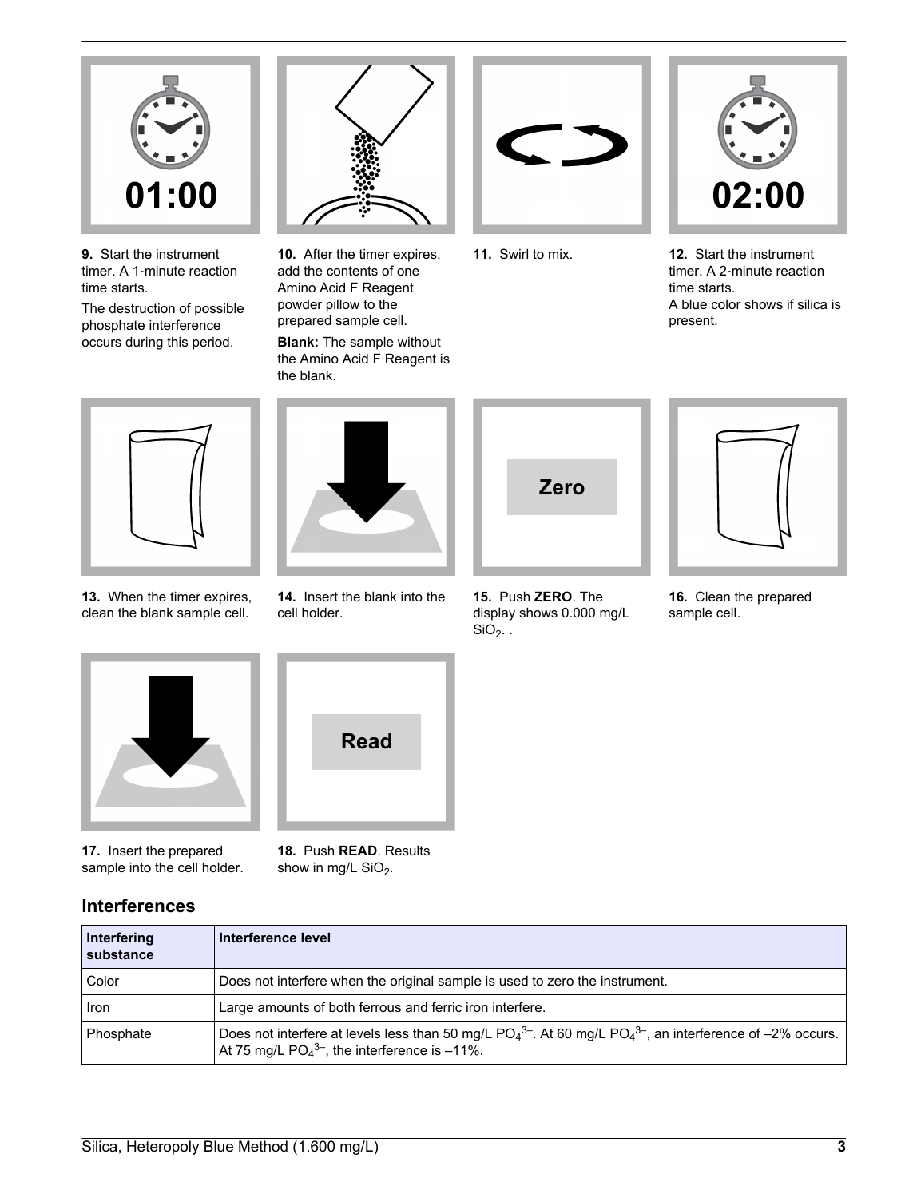9. Start the instrument timer. A 1-minute reaction time starts.

The destruction of possible phosphate interference occurs during this period.

10. After the timer expires, add the contents of one Amino Acid F Reagent powder pillow to the prepared sample cell.

**Blank:** The sample without the Amino Acid F Reagent is the blank.

11. Swirl to mix.

12. Start the instrument timer. A 2-minute reaction time starts.
A blue color shows if silica is present.

13. When the timer expires, clean the blank sample cell.

14. Insert the blank into the cell holder.

15. Push **ZERO**. The display shows 0.000 mg/L $SiO_2$. .

16. Clean the prepared sample cell.

17. Insert the prepared sample into the cell holder.

18. Push **READ**. Results show in mg/L $SiO_2$.

## Interferences

| Interfering substance | Interference level |
|---|---|
| Color | Does not interfere when the original sample is used to zero the instrument. |
| Iron | Large amounts of both ferrous and ferric iron interfere. |
| Phosphate | Does not interfere at levels less than 50 mg/L $PO_4^{3-}$. At 60 mg/L $PO_4^{3-}$, an interference of –2% occurs. At 75 mg/L $PO_4^{3-}$, the interference is –11%. |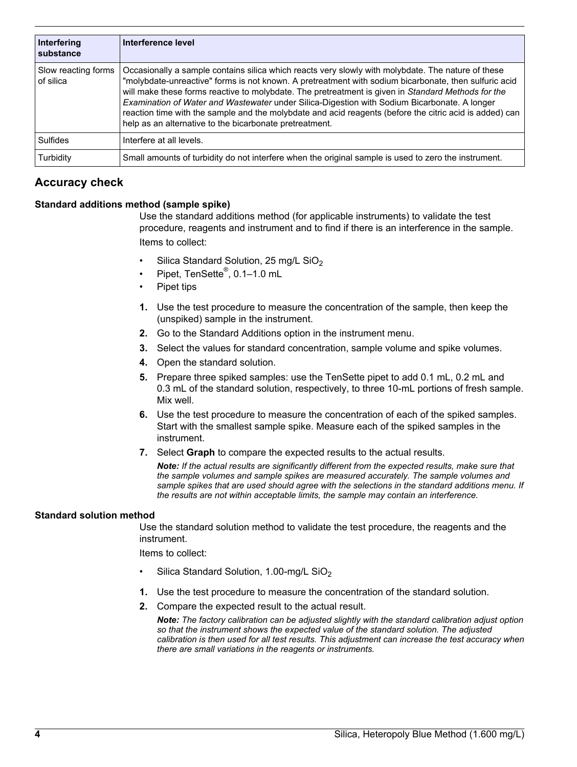| Interfering substance | Interference level |
|---|---|
| Slow reacting forms of silica | Occasionally a sample contains silica which reacts very slowly with molybdate. The nature of these "molybdate-unreactive" forms is not known. A pretreatment with sodium bicarbonate, then sulfuric acid will make these forms reactive to molybdate. The pretreatment is given in *Standard Methods for the Examination of Water and Wastewater* under Silica-Digestion with Sodium Bicarbonate. A longer reaction time with the sample and the molybdate and acid reagents (before the citric acid is added) can help as an alternative to the bicarbonate pretreatment. |
| Sulfides | Interfere at all levels. |
| Turbidity | Small amounts of turbidity do not interfere when the original sample is used to zero the instrument. |

## Accuracy check

#### Standard additions method (sample spike)

Use the standard additions method (for applicable instruments) to validate the test procedure, reagents and instrument and to find if there is an interference in the sample.

Items to collect:

- Silica Standard Solution, 25 mg/L $SiO_2$
- Pipet, TenSette®, 0.1–1.0 mL
- Pipet tips

1. Use the test procedure to measure the concentration of the sample, then keep the (unspiked) sample in the instrument.
2. Go to the Standard Additions option in the instrument menu.
3. Select the values for standard concentration, sample volume and spike volumes.
4. Open the standard solution.
5. Prepare three spiked samples: use the TenSette pipet to add 0.1 mL, 0.2 mL and 0.3 mL of the standard solution, respectively, to three 10-mL portions of fresh sample. Mix well.
6. Use the test procedure to measure the concentration of each of the spiked samples. Start with the smallest sample spike. Measure each of the spiked samples in the instrument.
7. Select **Graph** to compare the expected results to the actual results.

   ***Note:*** *If the actual results are significantly different from the expected results, make sure that the sample volumes and sample spikes are measured accurately. The sample volumes and sample spikes that are used should agree with the selections in the standard additions menu. If the results are not within acceptable limits, the sample may contain an interference.*

#### Standard solution method

Use the standard solution method to validate the test procedure, the reagents and the instrument.

Items to collect:

- Silica Standard Solution, 1.00-mg/L $SiO_2$

1. Use the test procedure to measure the concentration of the standard solution.
2. Compare the expected result to the actual result.

   ***Note:*** *The factory calibration can be adjusted slightly with the standard calibration adjust option so that the instrument shows the expected value of the standard solution. The adjusted calibration is then used for all test results. This adjustment can increase the test accuracy when there are small variations in the reagents or instruments.*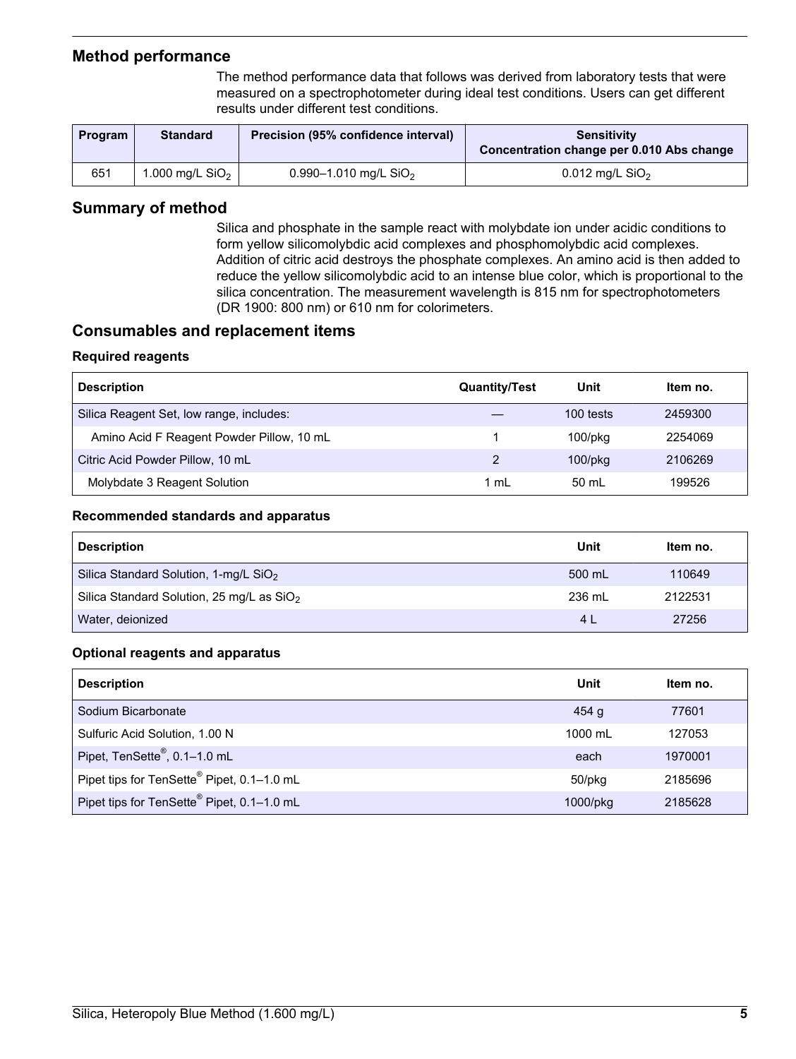## Method performance

The method performance data that follows was derived from laboratory tests that were measured on a spectrophotometer during ideal test conditions. Users can get different results under different test conditions.

| Program | Standard | Precision (95% confidence interval) | Sensitivity Concentration change per 0.010 Abs change |
|---|---|---|---|
| 651 | 1.000 mg/L $SiO_2$ | 0.990–1.010 mg/L $SiO_2$ | 0.012 mg/L $SiO_2$ |

## Summary of method

Silica and phosphate in the sample react with molybdate ion under acidic conditions to form yellow silicomolybdic acid complexes and phosphomolybdic acid complexes. Addition of citric acid destroys the phosphate complexes. An amino acid is then added to reduce the yellow silicomolybdic acid to an intense blue color, which is proportional to the silica concentration. The measurement wavelength is 815 nm for spectrophotometers (DR 1900: 800 nm) or 610 nm for colorimeters.

## Consumables and replacement items

### Required reagents

| Description | Quantity/Test | Unit | Item no. |
|---|---|---|---|
| Silica Reagent Set, low range, includes: | — | 100 tests | 2459300 |
| Amino Acid F Reagent Powder Pillow, 10 mL | 1 | 100/pkg | 2254069 |
| Citric Acid Powder Pillow, 10 mL | 2 | 100/pkg | 2106269 |
| Molybdate 3 Reagent Solution | 1 mL | 50 mL | 199526 |

### Recommended standards and apparatus

| Description | Unit | Item no. |
|---|---|---|
| Silica Standard Solution, 1-mg/L $SiO_2$ | 500 mL | 110649 |
| Silica Standard Solution, 25 mg/L as $SiO_2$ | 236 mL | 2122531 |
| Water, deionized | 4 L | 27256 |

### Optional reagents and apparatus

| Description | Unit | Item no. |
|---|---|---|
| Sodium Bicarbonate | 454 g | 77601 |
| Sulfuric Acid Solution, 1.00 N | 1000 mL | 127053 |
| Pipet, TenSette®, 0.1–1.0 mL | each | 1970001 |
| Pipet tips for TenSette® Pipet, 0.1–1.0 mL | 50/pkg | 2185696 |
| Pipet tips for TenSette® Pipet, 0.1–1.0 mL | 1000/pkg | 2185628 |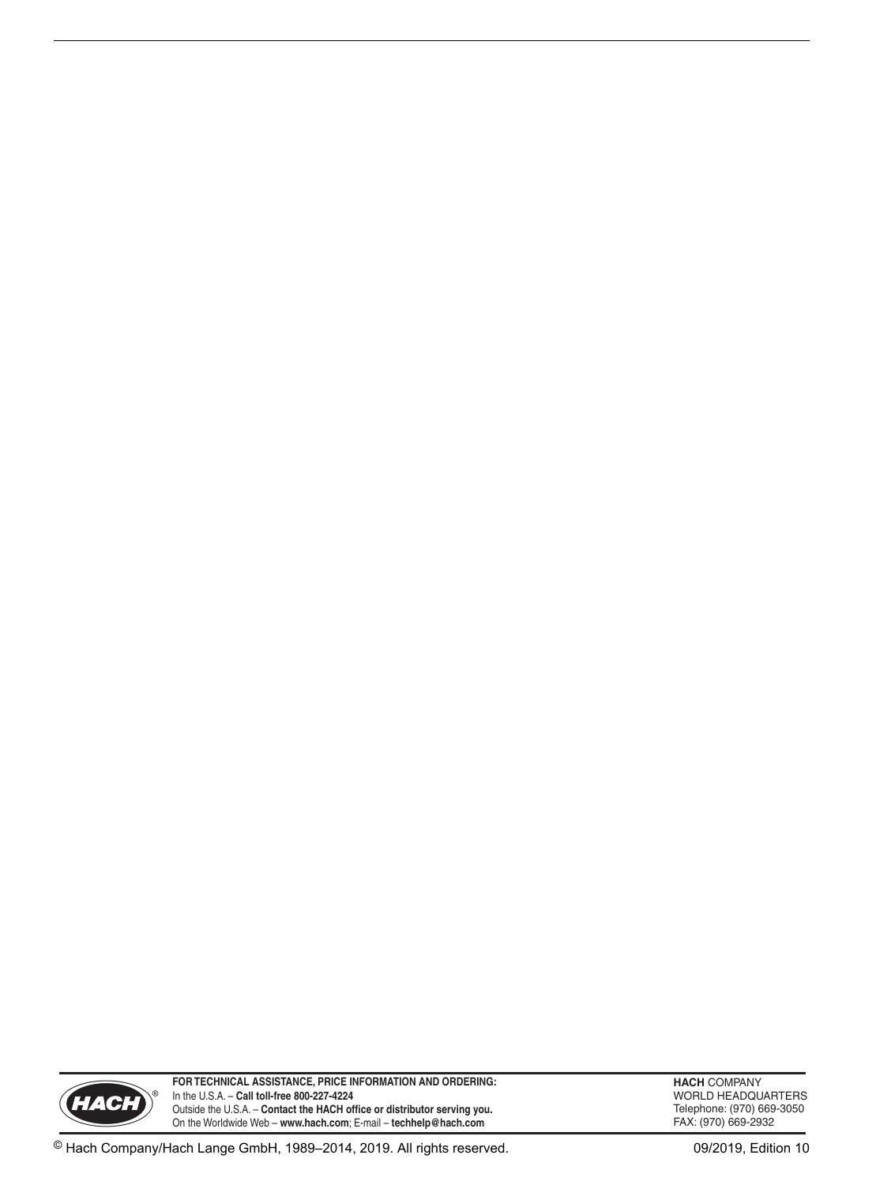**FOR TECHNICAL ASSISTANCE, PRICE INFORMATION AND ORDERING:**
In the U.S.A. – **Call toll-free 800-227-4224**
Outside the U.S.A. – **Contact the HACH office or distributor serving you.**
On the Worldwide Web – **www.hach.com**; E-mail – **techhelp@hach.com**

**HACH** COMPANY
WORLD HEADQUARTERS
Telephone: (970) 669-3050
FAX: (970) 669-2932

© Hach Company/Hach Lange GmbH, 1989–2014, 2019. All rights reserved.

09/2019, Edition 10